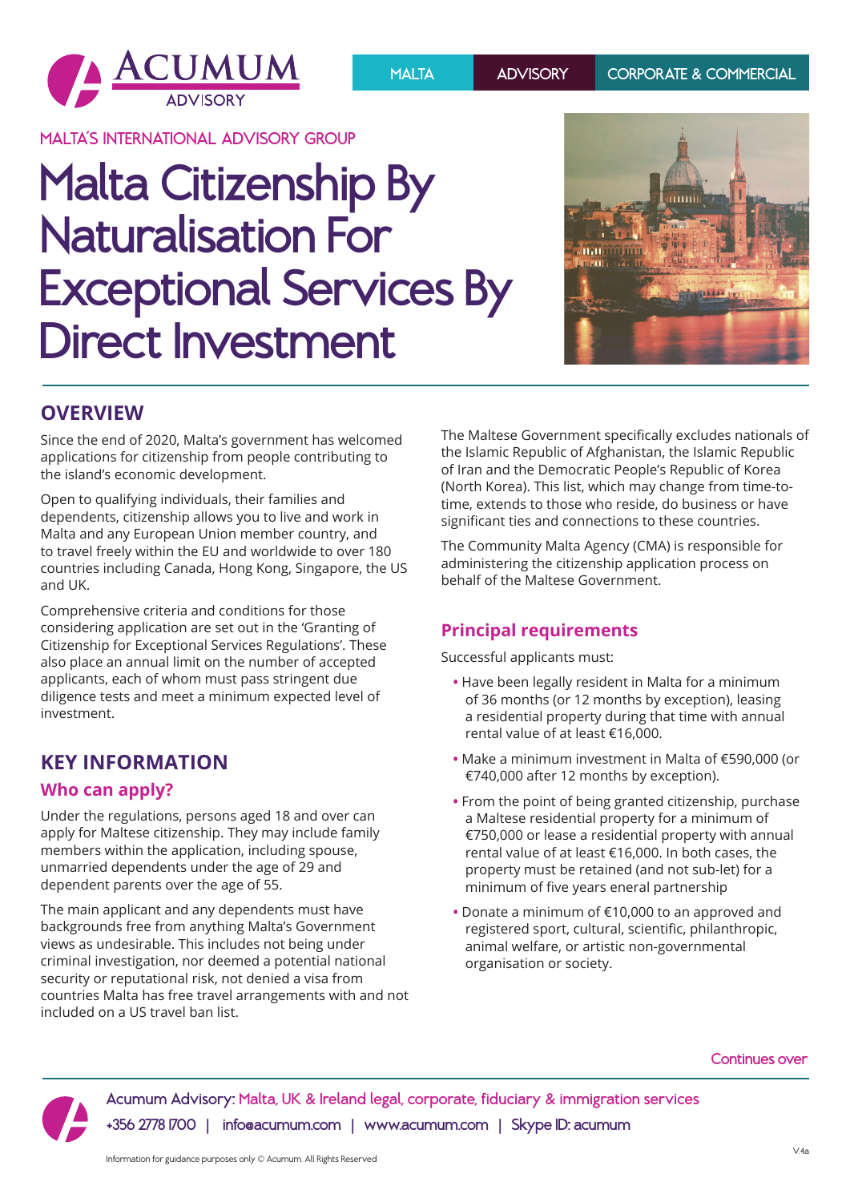MALTA | ADVISORY | CORPORATE & COMMERCIAL

MALTA'S INTERNATIONAL ADVISORY GROUP

# Malta Citizenship By Naturalisation For Exceptional Services By Direct Investment

## OVERVIEW

Since the end of 2020, Malta's government has welcomed applications for citizenship from people contributing to the island's economic development.

Open to qualifying individuals, their families and dependents, citizenship allows you to live and work in Malta and any European Union member country, and to travel freely within the EU and worldwide to over 180 countries including Canada, Hong Kong, Singapore, the US and UK.

Comprehensive criteria and conditions for those considering application are set out in the 'Granting of Citizenship for Exceptional Services Regulations'. These also place an annual limit on the number of accepted applicants, each of whom must pass stringent due diligence tests and meet a minimum expected level of investment.

## KEY INFORMATION

### Who can apply?

Under the regulations, persons aged 18 and over can apply for Maltese citizenship. They may include family members within the application, including spouse, unmarried dependents under the age of 29 and dependent parents over the age of 55.

The main applicant and any dependents must have backgrounds free from anything Malta's Government views as undesirable. This includes not being under criminal investigation, nor deemed a potential national security or reputational risk, not denied a visa from countries Malta has free travel arrangements with and not included on a US travel ban list.

The Maltese Government specifically excludes nationals of the Islamic Republic of Afghanistan, the Islamic Republic of Iran and the Democratic People's Republic of Korea (North Korea). This list, which may change from time-to-time, extends to those who reside, do business or have significant ties and connections to these countries.

The Community Malta Agency (CMA) is responsible for administering the citizenship application process on behalf of the Maltese Government.

### Principal requirements

Successful applicants must:

- Have been legally resident in Malta for a minimum of 36 months (or 12 months by exception), leasing a residential property during that time with annual rental value of at least €16,000.
- Make a minimum investment in Malta of €590,000 (or €740,000 after 12 months by exception).
- From the point of being granted citizenship, purchase a Maltese residential property for a minimum of €750,000 or lease a residential property with annual rental value of at least €16,000. In both cases, the property must be retained (and not sub-let) for a minimum of five years eneral partnership
- Donate a minimum of €10,000 to an approved and registered sport, cultural, scientific, philanthropic, animal welfare, or artistic non-governmental organisation or society.

Continues over

Acumum Advisory: Malta, UK & Ireland legal, corporate, fiduciary & immigration services
+356 2778 1700 | info@acumum.com | www.acumum.com | Skype ID: acumum

Information for guidance purposes only © Acumum. All Rights Reserved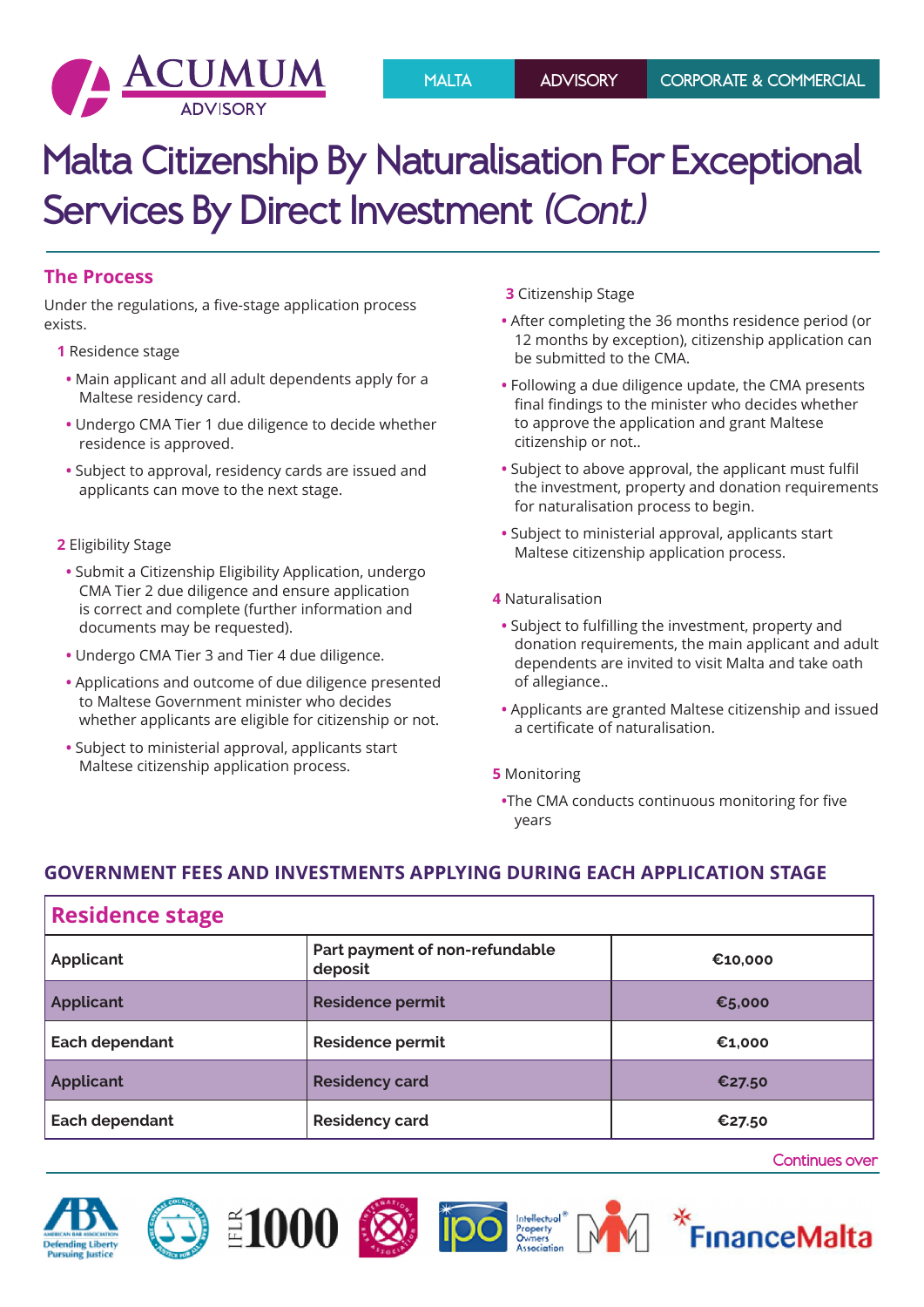# Malta Citizenship By Naturalisation For Exceptional Services By Direct Investment *(Cont.)*

## The Process

Under the regulations, a five-stage application process exists.

**1** Residence stage

- Main applicant and all adult dependents apply for a Maltese residency card.
- Undergo CMA Tier 1 due diligence to decide whether residence is approved.
- Subject to approval, residency cards are issued and applicants can move to the next stage.

**2** Eligibility Stage

- Submit a Citizenship Eligibility Application, undergo CMA Tier 2 due diligence and ensure application is correct and complete (further information and documents may be requested).
- Undergo CMA Tier 3 and Tier 4 due diligence.
- Applications and outcome of due diligence presented to Maltese Government minister who decides whether applicants are eligible for citizenship or not.
- Subject to ministerial approval, applicants start Maltese citizenship application process.

**3** Citizenship Stage

- After completing the 36 months residence period (or 12 months by exception), citizenship application can be submitted to the CMA.
- Following a due diligence update, the CMA presents final findings to the minister who decides whether to approve the application and grant Maltese citizenship or not..
- Subject to above approval, the applicant must fulfil the investment, property and donation requirements for naturalisation process to begin.
- Subject to ministerial approval, applicants start Maltese citizenship application process.

**4** Naturalisation

- Subject to fulfilling the investment, property and donation requirements, the main applicant and adult dependents are invited to visit Malta and take oath of allegiance..
- Applicants are granted Maltese citizenship and issued a certificate of naturalisation.

**5** Monitoring

- The CMA conducts continuous monitoring for five years

## GOVERNMENT FEES AND INVESTMENTS APPLYING DURING EACH APPLICATION STAGE

| Residence stage | | |
|---|---|---|
| **Applicant** | **Part payment of non-refundable deposit** | **€10,000** |
| **Applicant** | **Residence permit** | **€5,000** |
| **Each dependant** | **Residence permit** | **€1,000** |
| **Applicant** | **Residency card** | **€27.50** |
| **Each dependant** | **Residency card** | **€27.50** |

Continues over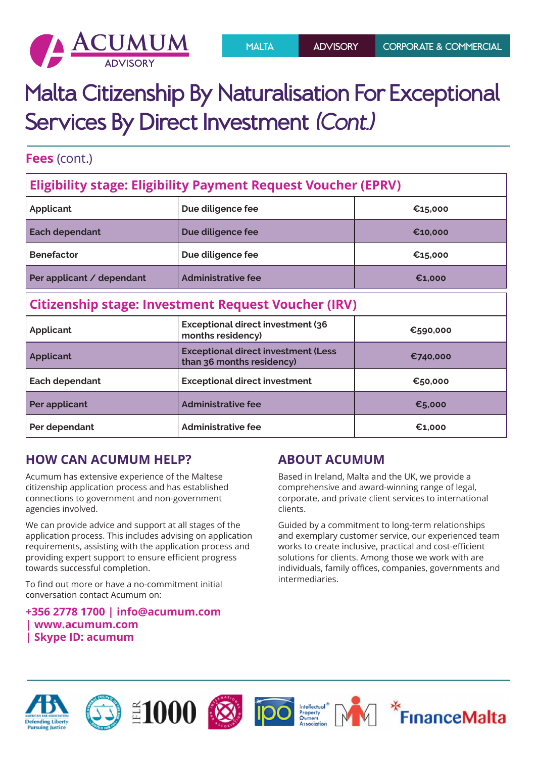# Malta Citizenship By Naturalisation For Exceptional Services By Direct Investment *(Cont.)*

## **Fees** (cont.)

| Eligibility stage: Eligibility Payment Request Voucher (EPRV) | | |
|---|---|---|
| Applicant | Due diligence fee | €15,000 |
| Each dependant | Due diligence fee | €10,000 |
| Benefactor | Due diligence fee | €15,000 |
| Per applicant / dependant | Administrative fee | €1,000 |

| Citizenship stage: Investment Request Voucher (IRV) | | |
|---|---|---|
| Applicant | Exceptional direct investment (36 months residency) | €590,000 |
| Applicant | Exceptional direct investment (Less than 36 months residency) | €740,000 |
| Each dependant | Exceptional direct investment | €50,000 |
| Per applicant | Administrative fee | €5,000 |
| Per dependant | Administrative fee | €1,000 |

## HOW CAN ACUMUM HELP?

Acumum has extensive experience of the Maltese citizenship application process and has established connections to government and non-government agencies involved.

We can provide advice and support at all stages of the application process. This includes advising on application requirements, assisting with the application process and providing expert support to ensure efficient progress towards successful completion.

To find out more or have a no-commitment initial conversation contact Acumum on:

**+356 2778 1700 | info@acumum.com | www.acumum.com | Skype ID: acumum**

## ABOUT ACUMUM

Based in Ireland, Malta and the UK, we provide a comprehensive and award-winning range of legal, corporate, and private client services to international clients.

Guided by a commitment to long-term relationships and exemplary customer service, our experienced team works to create inclusive, practical and cost-efficient solutions for clients. Among those we work with are individuals, family offices, companies, governments and intermediaries.